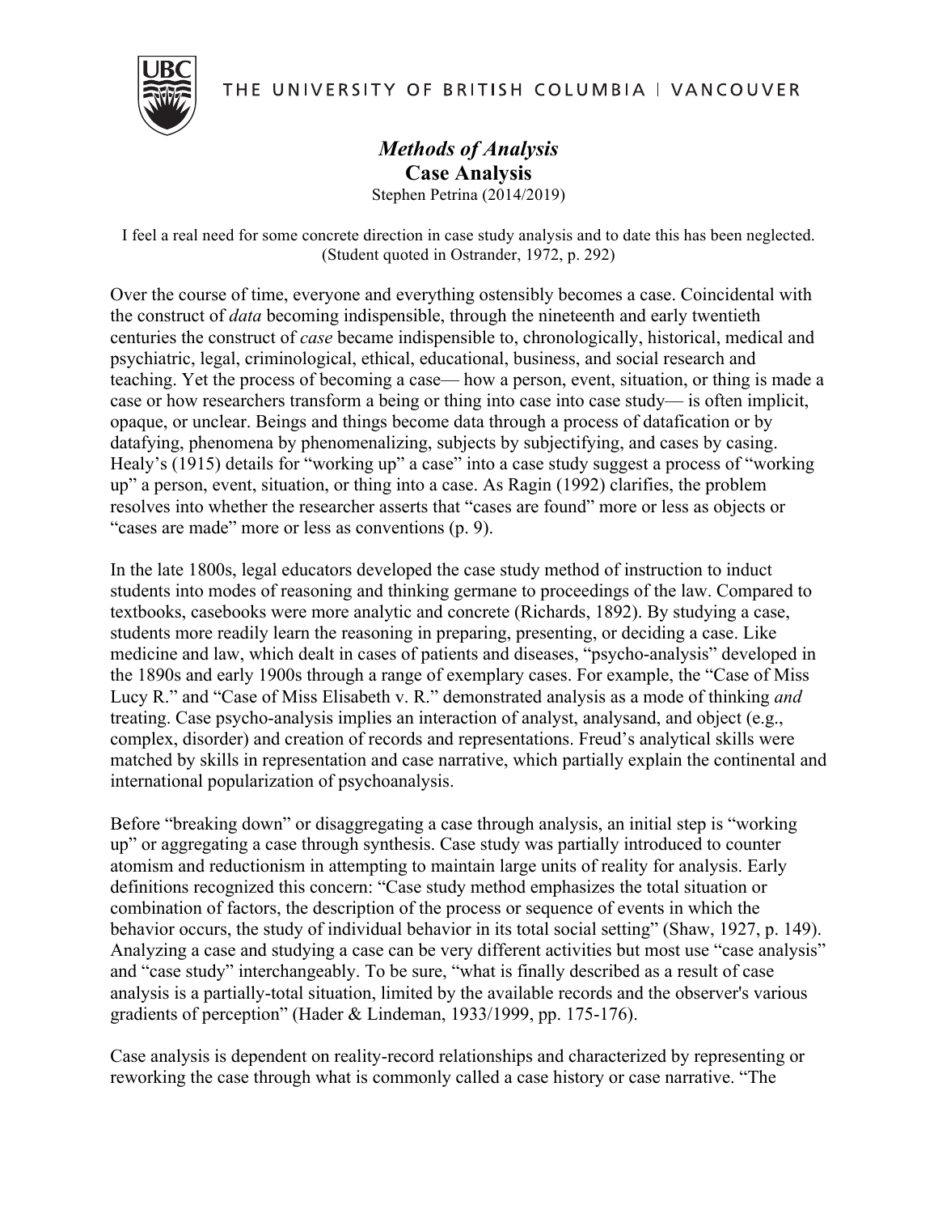THE UNIVERSITY OF BRITISH COLUMBIA | VANCOUVER

# *Methods of Analysis*
## Case Analysis

Stephen Petrina (2014/2019)

I feel a real need for some concrete direction in case study analysis and to date this has been neglected. (Student quoted in Ostrander, 1972, p. 292)

Over the course of time, everyone and everything ostensibly becomes a case. Coincidental with the construct of *data* becoming indispensible, through the nineteenth and early twentieth centuries the construct of *case* became indispensible to, chronologically, historical, medical and psychiatric, legal, criminological, ethical, educational, business, and social research and teaching. Yet the process of becoming a case— how a person, event, situation, or thing is made a case or how researchers transform a being or thing into case into case study— is often implicit, opaque, or unclear. Beings and things become data through a process of datafication or by datafying, phenomena by phenomenalizing, subjects by subjectifying, and cases by casing. Healy's (1915) details for "working up" a case" into a case study suggest a process of "working up" a person, event, situation, or thing into a case. As Ragin (1992) clarifies, the problem resolves into whether the researcher asserts that "cases are found" more or less as objects or "cases are made" more or less as conventions (p. 9).

In the late 1800s, legal educators developed the case study method of instruction to induct students into modes of reasoning and thinking germane to proceedings of the law. Compared to textbooks, casebooks were more analytic and concrete (Richards, 1892). By studying a case, students more readily learn the reasoning in preparing, presenting, or deciding a case. Like medicine and law, which dealt in cases of patients and diseases, "psycho-analysis" developed in the 1890s and early 1900s through a range of exemplary cases. For example, the "Case of Miss Lucy R." and "Case of Miss Elisabeth v. R." demonstrated analysis as a mode of thinking *and* treating. Case psycho-analysis implies an interaction of analyst, analysand, and object (e.g., complex, disorder) and creation of records and representations. Freud's analytical skills were matched by skills in representation and case narrative, which partially explain the continental and international popularization of psychoanalysis.

Before "breaking down" or disaggregating a case through analysis, an initial step is "working up" or aggregating a case through synthesis. Case study was partially introduced to counter atomism and reductionism in attempting to maintain large units of reality for analysis. Early definitions recognized this concern: "Case study method emphasizes the total situation or combination of factors, the description of the process or sequence of events in which the behavior occurs, the study of individual behavior in its total social setting" (Shaw, 1927, p. 149). Analyzing a case and studying a case can be very different activities but most use "case analysis" and "case study" interchangeably. To be sure, "what is finally described as a result of case analysis is a partially-total situation, limited by the available records and the observer's various gradients of perception" (Hader & Lindeman, 1933/1999, pp. 175-176).

Case analysis is dependent on reality-record relationships and characterized by representing or reworking the case through what is commonly called a case history or case narrative. "The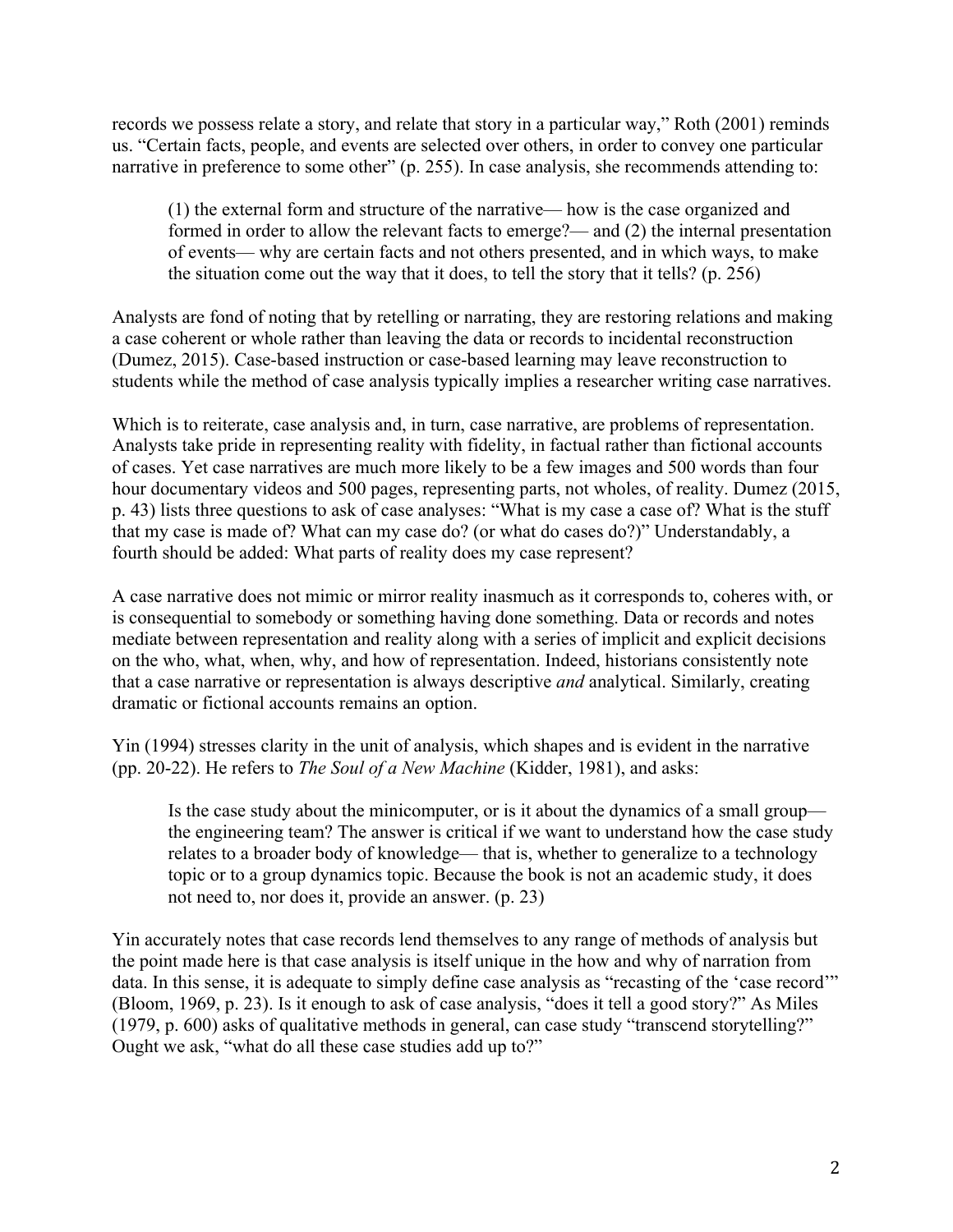records we possess relate a story, and relate that story in a particular way," Roth (2001) reminds us. "Certain facts, people, and events are selected over others, in order to convey one particular narrative in preference to some other" (p. 255). In case analysis, she recommends attending to:

> (1) the external form and structure of the narrative— how is the case organized and formed in order to allow the relevant facts to emerge?— and (2) the internal presentation of events— why are certain facts and not others presented, and in which ways, to make the situation come out the way that it does, to tell the story that it tells? (p. 256)

Analysts are fond of noting that by retelling or narrating, they are restoring relations and making a case coherent or whole rather than leaving the data or records to incidental reconstruction (Dumez, 2015). Case-based instruction or case-based learning may leave reconstruction to students while the method of case analysis typically implies a researcher writing case narratives.

Which is to reiterate, case analysis and, in turn, case narrative, are problems of representation. Analysts take pride in representing reality with fidelity, in factual rather than fictional accounts of cases. Yet case narratives are much more likely to be a few images and 500 words than four hour documentary videos and 500 pages, representing parts, not wholes, of reality. Dumez (2015, p. 43) lists three questions to ask of case analyses: "What is my case a case of? What is the stuff that my case is made of? What can my case do? (or what do cases do?)" Understandably, a fourth should be added: What parts of reality does my case represent?

A case narrative does not mimic or mirror reality inasmuch as it corresponds to, coheres with, or is consequential to somebody or something having done something. Data or records and notes mediate between representation and reality along with a series of implicit and explicit decisions on the who, what, when, why, and how of representation. Indeed, historians consistently note that a case narrative or representation is always descriptive *and* analytical. Similarly, creating dramatic or fictional accounts remains an option.

Yin (1994) stresses clarity in the unit of analysis, which shapes and is evident in the narrative (pp. 20-22). He refers to *The Soul of a New Machine* (Kidder, 1981), and asks:

> Is the case study about the minicomputer, or is it about the dynamics of a small group— the engineering team? The answer is critical if we want to understand how the case study relates to a broader body of knowledge— that is, whether to generalize to a technology topic or to a group dynamics topic. Because the book is not an academic study, it does not need to, nor does it, provide an answer. (p. 23)

Yin accurately notes that case records lend themselves to any range of methods of analysis but the point made here is that case analysis is itself unique in the how and why of narration from data. In this sense, it is adequate to simply define case analysis as "recasting of the 'case record'" (Bloom, 1969, p. 23). Is it enough to ask of case analysis, "does it tell a good story?" As Miles (1979, p. 600) asks of qualitative methods in general, can case study "transcend storytelling?" Ought we ask, "what do all these case studies add up to?"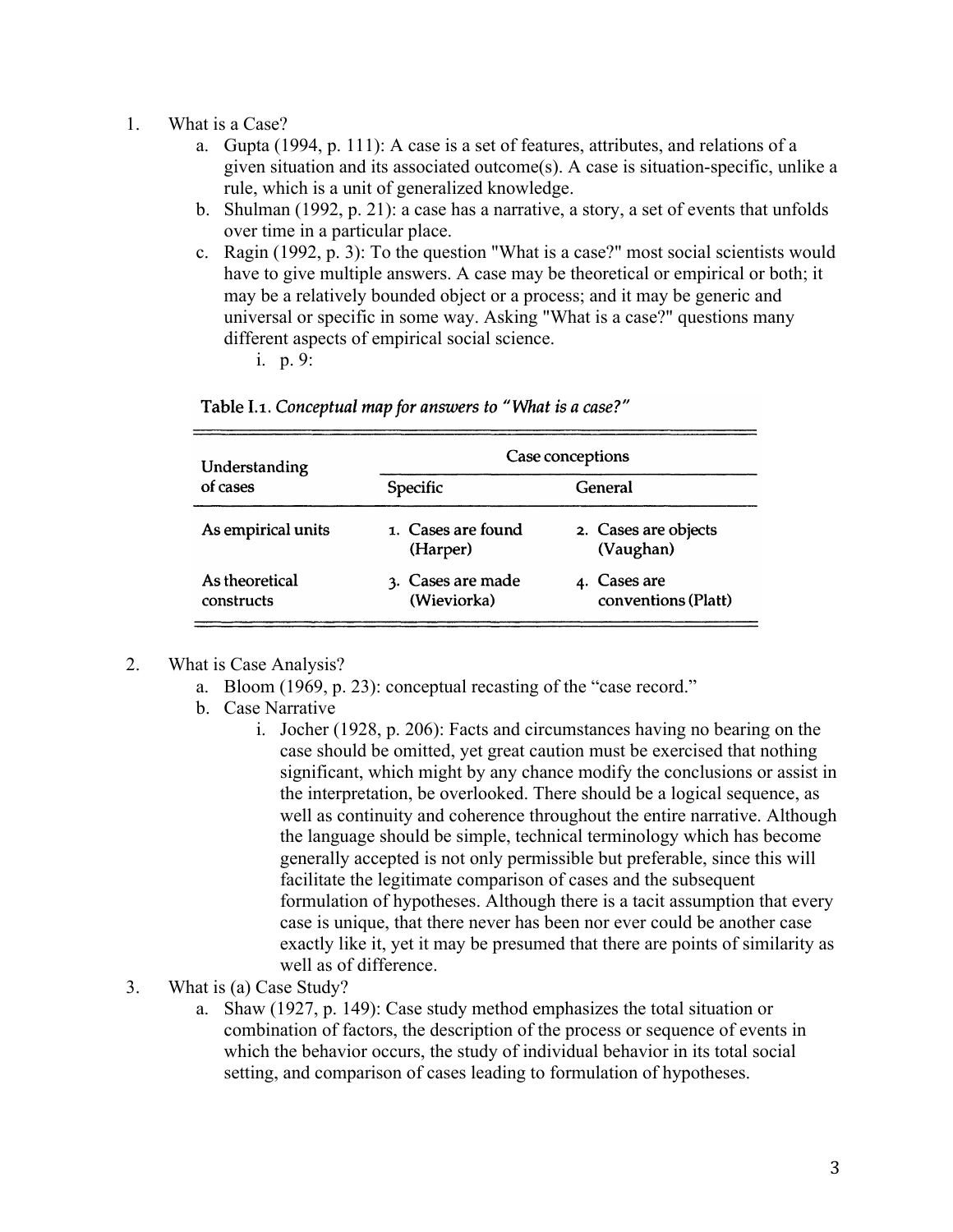1. What is a Case?
   a. Gupta (1994, p. 111): A case is a set of features, attributes, and relations of a given situation and its associated outcome(s). A case is situation-specific, unlike a rule, which is a unit of generalized knowledge.
   b. Shulman (1992, p. 21): a case has a narrative, a story, a set of events that unfolds over time in a particular place.
   c. Ragin (1992, p. 3): To the question "What is a case?" most social scientists would have to give multiple answers. A case may be theoretical or empirical or both; it may be a relatively bounded object or a process; and it may be generic and universal or specific in some way. Asking "What is a case?" questions many different aspects of empirical social science.
      i. p. 9:

Table I.1. *Conceptual map for answers to "What is a case?"*

| Understanding of cases | Case conceptions | |
|---|---|---|
| | Specific | General |
| As empirical units | 1. Cases are found (Harper) | 2. Cases are objects (Vaughan) |
| As theoretical constructs | 3. Cases are made (Wieviorka) | 4. Cases are conventions (Platt) |

2. What is Case Analysis?
   a. Bloom (1969, p. 23): conceptual recasting of the "case record."
   b. Case Narrative
      i. Jocher (1928, p. 206): Facts and circumstances having no bearing on the case should be omitted, yet great caution must be exercised that nothing significant, which might by any chance modify the conclusions or assist in the interpretation, be overlooked. There should be a logical sequence, as well as continuity and coherence throughout the entire narrative. Although the language should be simple, technical terminology which has become generally accepted is not only permissible but preferable, since this will facilitate the legitimate comparison of cases and the subsequent formulation of hypotheses. Although there is a tacit assumption that every case is unique, that there never has been nor ever could be another case exactly like it, yet it may be presumed that there are points of similarity as well as of difference.
3. What is (a) Case Study?
   a. Shaw (1927, p. 149): Case study method emphasizes the total situation or combination of factors, the description of the process or sequence of events in which the behavior occurs, the study of individual behavior in its total social setting, and comparison of cases leading to formulation of hypotheses.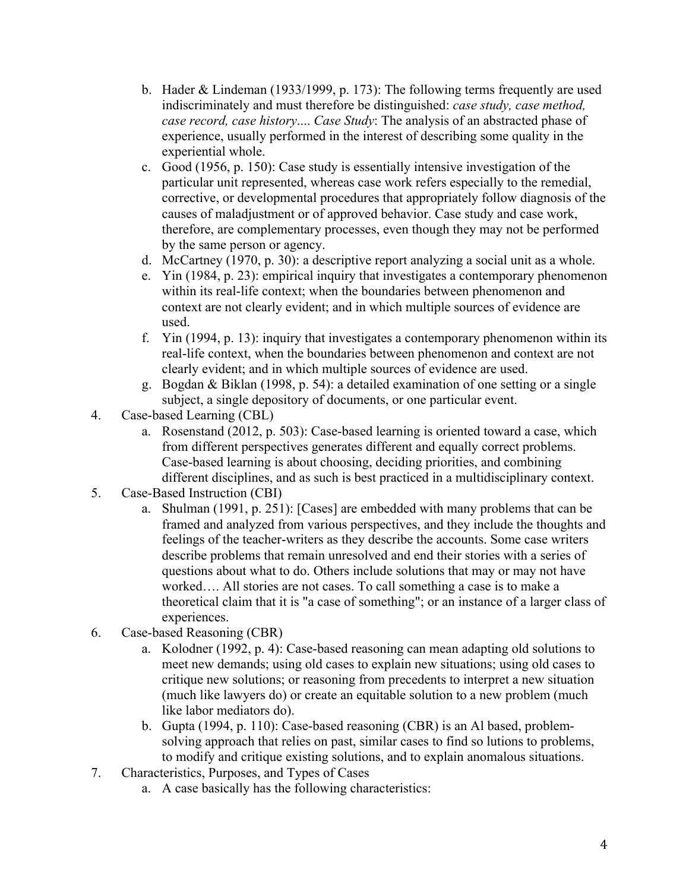b. Hader & Lindeman (1933/1999, p. 173): The following terms frequently are used indiscriminately and must therefore be distinguished: *case study, case method, case record, case history…. Case Study*: The analysis of an abstracted phase of experience, usually performed in the interest of describing some quality in the experiential whole.
   c. Good (1956, p. 150): Case study is essentially intensive investigation of the particular unit represented, whereas case work refers especially to the remedial, corrective, or developmental procedures that appropriately follow diagnosis of the causes of maladjustment or of approved behavior. Case study and case work, therefore, are complementary processes, even though they may not be performed by the same person or agency.
   d. McCartney (1970, p. 30): a descriptive report analyzing a social unit as a whole.
   e. Yin (1984, p. 23): empirical inquiry that investigates a contemporary phenomenon within its real-life context; when the boundaries between phenomenon and context are not clearly evident; and in which multiple sources of evidence are used.
   f. Yin (1994, p. 13): inquiry that investigates a contemporary phenomenon within its real-life context, when the boundaries between phenomenon and context are not clearly evident; and in which multiple sources of evidence are used.
   g. Bogdan & Biklan (1998, p. 54): a detailed examination of one setting or a single subject, a single depository of documents, or one particular event.

4. Case-based Learning (CBL)
   a. Rosenstand (2012, p. 503): Case-based learning is oriented toward a case, which from different perspectives generates different and equally correct problems. Case-based learning is about choosing, deciding priorities, and combining different disciplines, and as such is best practiced in a multidisciplinary context.

5. Case-Based Instruction (CBI)
   a. Shulman (1991, p. 251): [Cases] are embedded with many problems that can be framed and analyzed from various perspectives, and they include the thoughts and feelings of the teacher-writers as they describe the accounts. Some case writers describe problems that remain unresolved and end their stories with a series of questions about what to do. Others include solutions that may or may not have worked…. All stories are not cases. To call something a case is to make a theoretical claim that it is "a case of something"; or an instance of a larger class of experiences.

6. Case-based Reasoning (CBR)
   a. Kolodner (1992, p. 4): Case-based reasoning can mean adapting old solutions to meet new demands; using old cases to explain new situations; using old cases to critique new solutions; or reasoning from precedents to interpret a new situation (much like lawyers do) or create an equitable solution to a new problem (much like labor mediators do).
   b. Gupta (1994, p. 110): Case-based reasoning (CBR) is an Al based, problem-solving approach that relies on past, similar cases to find so lutions to problems, to modify and critique existing solutions, and to explain anomalous situations.

7. Characteristics, Purposes, and Types of Cases
   a. A case basically has the following characteristics: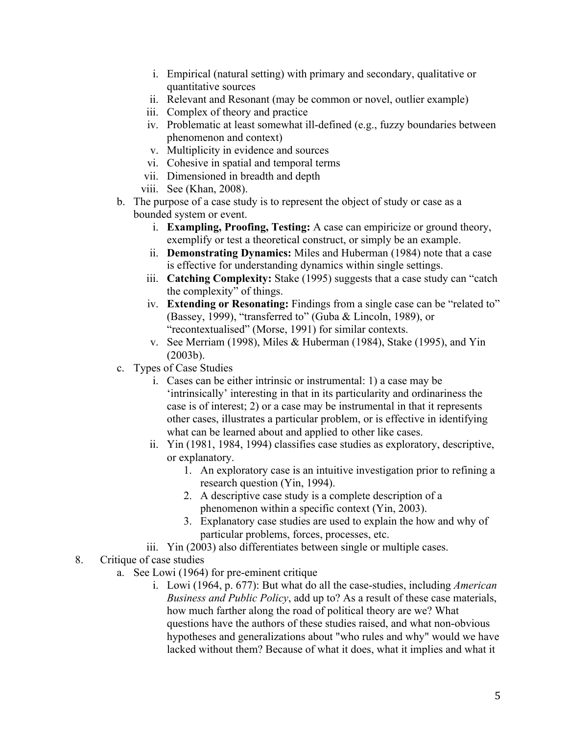- i. Empirical (natural setting) with primary and secondary, qualitative or quantitative sources
   - ii. Relevant and Resonant (may be common or novel, outlier example)
   - iii. Complex of theory and practice
   - iv. Problematic at least somewhat ill-defined (e.g., fuzzy boundaries between phenomenon and context)
   - v. Multiplicity in evidence and sources
   - vi. Cohesive in spatial and temporal terms
   - vii. Dimensioned in breadth and depth
   - viii. See (Khan, 2008).

- b. The purpose of a case study is to represent the object of study or case as a bounded system or event.
   - i. **Exampling, Proofing, Testing:** A case can empiricize or ground theory, exemplify or test a theoretical construct, or simply be an example.
   - ii. **Demonstrating Dynamics:** Miles and Huberman (1984) note that a case is effective for understanding dynamics within single settings.
   - iii. **Catching Complexity:** Stake (1995) suggests that a case study can "catch the complexity" of things.
   - iv. **Extending or Resonating:** Findings from a single case can be "related to" (Bassey, 1999), "transferred to" (Guba & Lincoln, 1989), or "recontextualised" (Morse, 1991) for similar contexts.
   - v. See Merriam (1998), Miles & Huberman (1984), Stake (1995), and Yin (2003b).

- c. Types of Case Studies
   - i. Cases can be either intrinsic or instrumental: 1) a case may be 'intrinsically' interesting in that in its particularity and ordinariness the case is of interest; 2) or a case may be instrumental in that it represents other cases, illustrates a particular problem, or is effective in identifying what can be learned about and applied to other like cases.
   - ii. Yin (1981, 1984, 1994) classifies case studies as exploratory, descriptive, or explanatory.
      1. An exploratory case is an intuitive investigation prior to refining a research question (Yin, 1994).
      2. A descriptive case study is a complete description of a phenomenon within a specific context (Yin, 2003).
      3. Explanatory case studies are used to explain the how and why of particular problems, forces, processes, etc.
   - iii. Yin (2003) also differentiates between single or multiple cases.

8. Critique of case studies
   - a. See Lowi (1964) for pre-eminent critique
      - i. Lowi (1964, p. 677): But what do all the case-studies, including *American Business and Public Policy*, add up to? As a result of these case materials, how much farther along the road of political theory are we? What questions have the authors of these studies raised, and what non-obvious hypotheses and generalizations about "who rules and why" would we have lacked without them? Because of what it does, what it implies and what it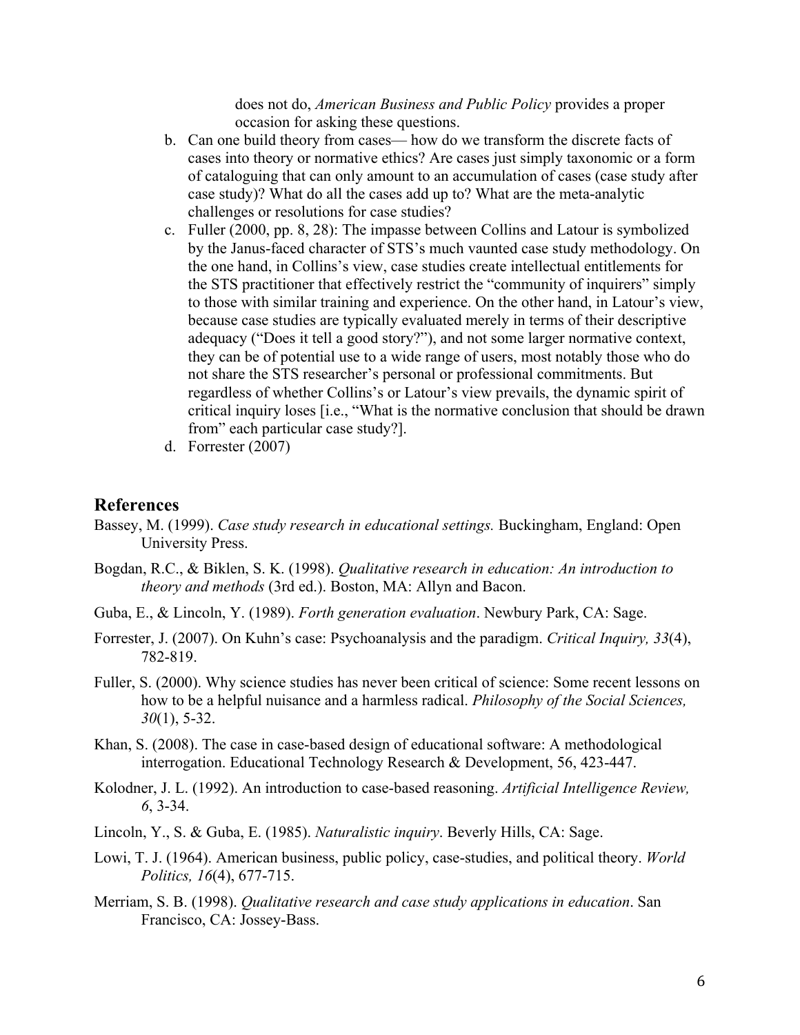does not do, *American Business and Public Policy* provides a proper occasion for asking these questions.

b. Can one build theory from cases— how do we transform the discrete facts of cases into theory or normative ethics? Are cases just simply taxonomic or a form of cataloguing that can only amount to an accumulation of cases (case study after case study)? What do all the cases add up to? What are the meta-analytic challenges or resolutions for case studies?
c. Fuller (2000, pp. 8, 28): The impasse between Collins and Latour is symbolized by the Janus-faced character of STS's much vaunted case study methodology. On the one hand, in Collins's view, case studies create intellectual entitlements for the STS practitioner that effectively restrict the "community of inquirers" simply to those with similar training and experience. On the other hand, in Latour's view, because case studies are typically evaluated merely in terms of their descriptive adequacy ("Does it tell a good story?"), and not some larger normative context, they can be of potential use to a wide range of users, most notably those who do not share the STS researcher's personal or professional commitments. But regardless of whether Collins's or Latour's view prevails, the dynamic spirit of critical inquiry loses [i.e., "What is the normative conclusion that should be drawn from" each particular case study?].
d. Forrester (2007)

## References

Bassey, M. (1999). *Case study research in educational settings.* Buckingham, England: Open University Press.

Bogdan, R.C., & Biklen, S. K. (1998). *Qualitative research in education: An introduction to theory and methods* (3rd ed.). Boston, MA: Allyn and Bacon.

Guba, E., & Lincoln, Y. (1989). *Forth generation evaluation*. Newbury Park, CA: Sage.

Forrester, J. (2007). On Kuhn's case: Psychoanalysis and the paradigm. *Critical Inquiry, 33*(4), 782-819.

Fuller, S. (2000). Why science studies has never been critical of science: Some recent lessons on how to be a helpful nuisance and a harmless radical. *Philosophy of the Social Sciences, 30*(1), 5-32.

Khan, S. (2008). The case in case-based design of educational software: A methodological interrogation. Educational Technology Research & Development, 56, 423-447.

Kolodner, J. L. (1992). An introduction to case-based reasoning. *Artificial Intelligence Review, 6*, 3-34.

Lincoln, Y., S. & Guba, E. (1985). *Naturalistic inquiry*. Beverly Hills, CA: Sage.

Lowi, T. J. (1964). American business, public policy, case-studies, and political theory. *World Politics, 16*(4), 677-715.

Merriam, S. B. (1998). *Qualitative research and case study applications in education*. San Francisco, CA: Jossey-Bass.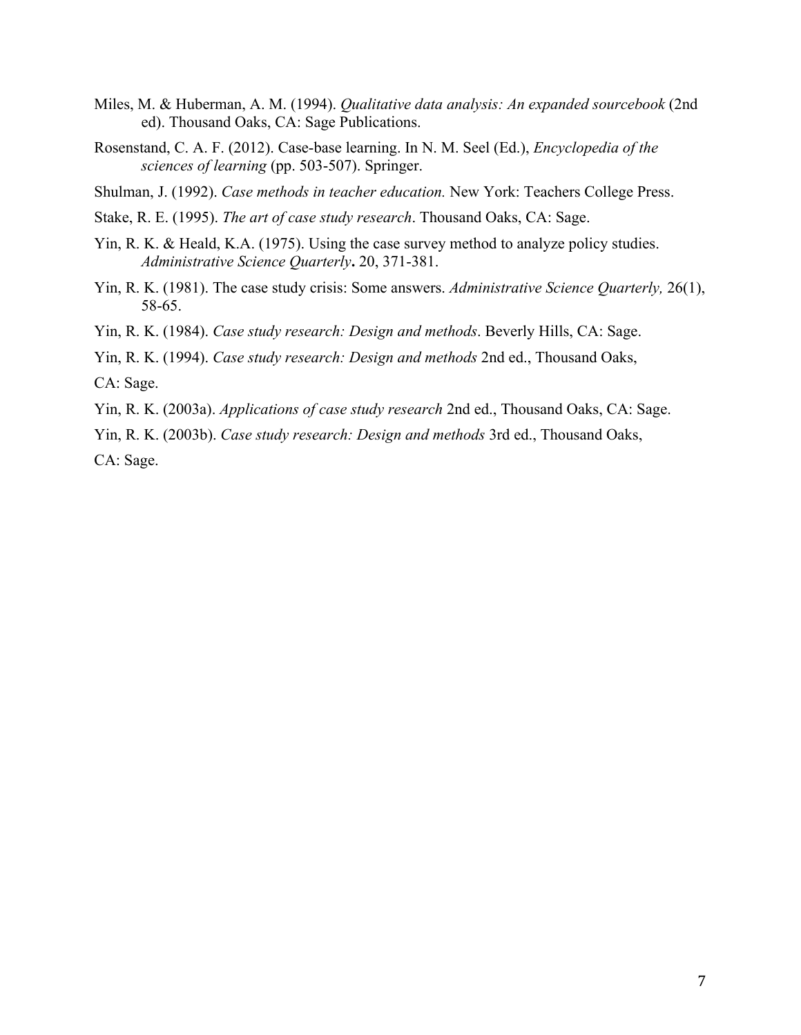Miles, M. & Huberman, A. M. (1994). *Qualitative data analysis: An expanded sourcebook* (2nd ed). Thousand Oaks, CA: Sage Publications.

Rosenstand, C. A. F. (2012). Case-base learning. In N. M. Seel (Ed.), *Encyclopedia of the sciences of learning* (pp. 503-507). Springer.

Shulman, J. (1992). *Case methods in teacher education.* New York: Teachers College Press.

Stake, R. E. (1995). *The art of case study research*. Thousand Oaks, CA: Sage.

Yin, R. K. & Heald, K.A. (1975). Using the case survey method to analyze policy studies. *Administrative Science Quarterly***.** 20, 371-381.

Yin, R. K. (1981). The case study crisis: Some answers. *Administrative Science Quarterly,* 26(1), 58-65.

Yin, R. K. (1984). *Case study research: Design and methods*. Beverly Hills, CA: Sage.

Yin, R. K. (1994). *Case study research: Design and methods* 2nd ed., Thousand Oaks, CA: Sage.

Yin, R. K. (2003a). *Applications of case study research* 2nd ed., Thousand Oaks, CA: Sage.

Yin, R. K. (2003b). *Case study research: Design and methods* 3rd ed., Thousand Oaks, CA: Sage.